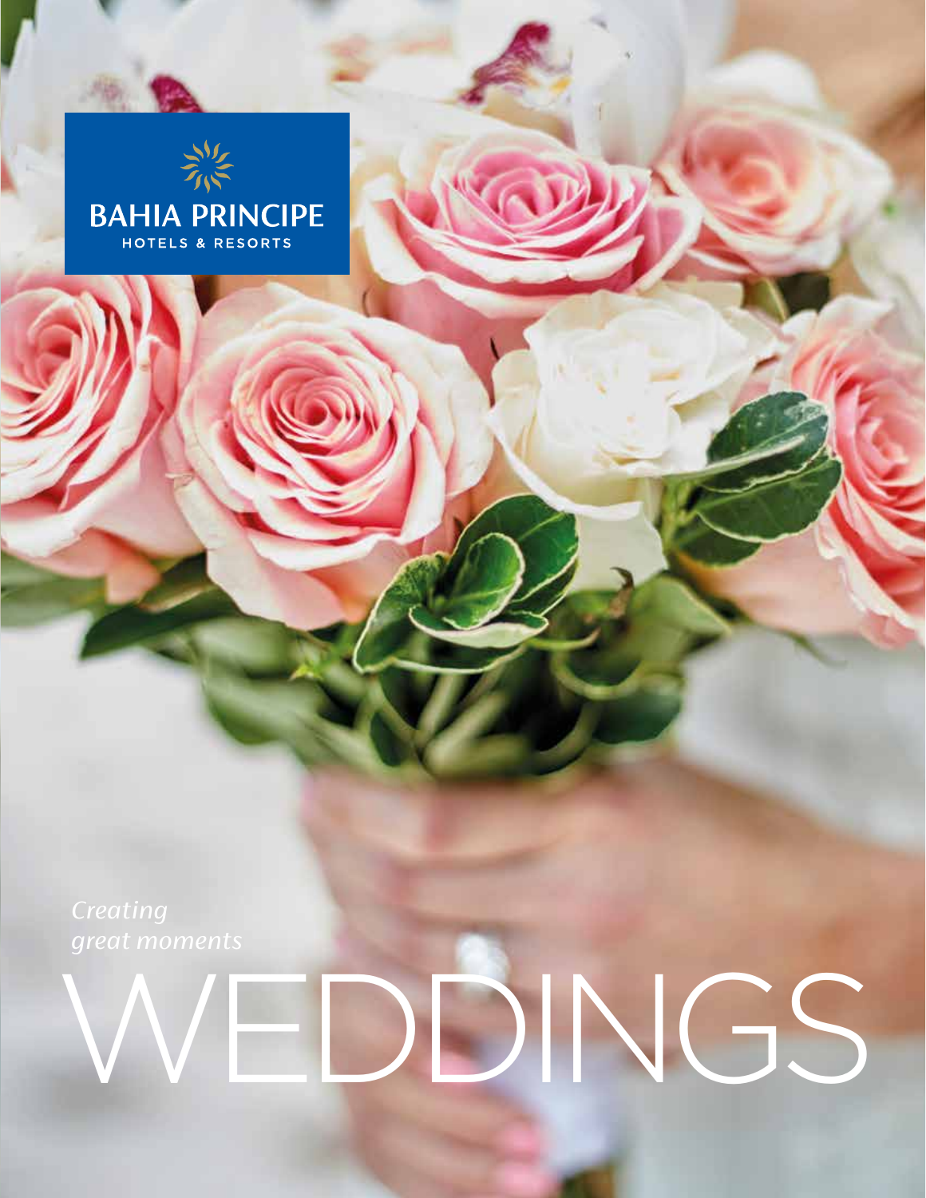BAHIA PRINCIPE
HOTELS & RESORTS

*Creating great moments*

# WEDDINGS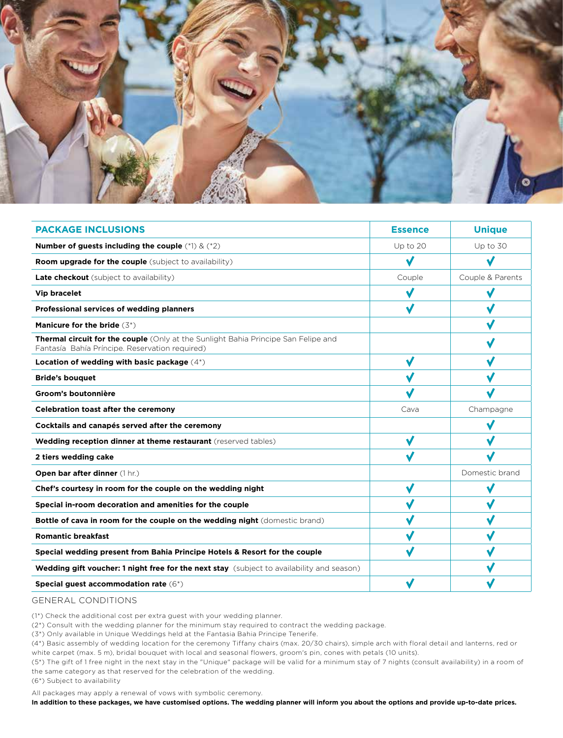| PACKAGE INCLUSIONS | Essence | Unique |
|---|---|---|
| **Number of guests including the couple** (*1) & (*2) | Up to 20 | Up to 30 |
| **Room upgrade for the couple** (subject to availability) | ✓ | ✓ |
| **Late checkout** (subject to availability) | Couple | Couple & Parents |
| **Vip bracelet** | ✓ | ✓ |
| **Professional services of wedding planners** | ✓ | ✓ |
| **Manicure for the bride** (3*) | | ✓ |
| **Thermal circuit for the couple** (Only at the Sunlight Bahia Principe San Felipe and Fantasía Bahía Príncipe. Reservation required) | | ✓ |
| **Location of wedding with basic package** (4*) | ✓ | ✓ |
| **Bride's bouquet** | ✓ | ✓ |
| **Groom's boutonnière** | ✓ | ✓ |
| **Celebration toast after the ceremony** | Cava | Champagne |
| **Cocktails and canapés served after the ceremony** | | ✓ |
| **Wedding reception dinner at theme restaurant** (reserved tables) | ✓ | ✓ |
| **2 tiers wedding cake** | ✓ | ✓ |
| **Open bar after dinner** (1 hr.) | | Domestic brand |
| **Chef's courtesy in room for the couple on the wedding night** | ✓ | ✓ |
| **Special in-room decoration and amenities for the couple** | ✓ | ✓ |
| **Bottle of cava in room for the couple on the wedding night** (domestic brand) | ✓ | ✓ |
| **Romantic breakfast** | ✓ | ✓ |
| **Special wedding present from Bahia Principe Hotels & Resort for the couple** | ✓ | ✓ |
| **Wedding gift voucher: 1 night free for the next stay** (subject to availability and season) | | ✓ |
| **Special guest accommodation rate** (6*) | ✓ | ✓ |

## GENERAL CONDITIONS

(1*) Check the additional cost per extra guest with your wedding planner.
(2*) Consult with the wedding planner for the minimum stay required to contract the wedding package.
(3*) Only available in Unique Weddings held at the Fantasia Bahia Principe Tenerife.
(4*) Basic assembly of wedding location for the ceremony Tiffany chairs (max. 20/30 chairs), simple arch with floral detail and lanterns, red or white carpet (max. 5 m), bridal bouquet with local and seasonal flowers, groom's pin, cones with petals (10 units).
(5*) The gift of 1 free night in the next stay in the "Unique" package will be valid for a minimum stay of 7 nights (consult availability) in a room of the same category as that reserved for the celebration of the wedding.
(6*) Subject to availability

All packages may apply a renewal of vows with symbolic ceremony.
**In addition to these packages, we have customised options. The wedding planner will inform you about the options and provide up-to-date prices.**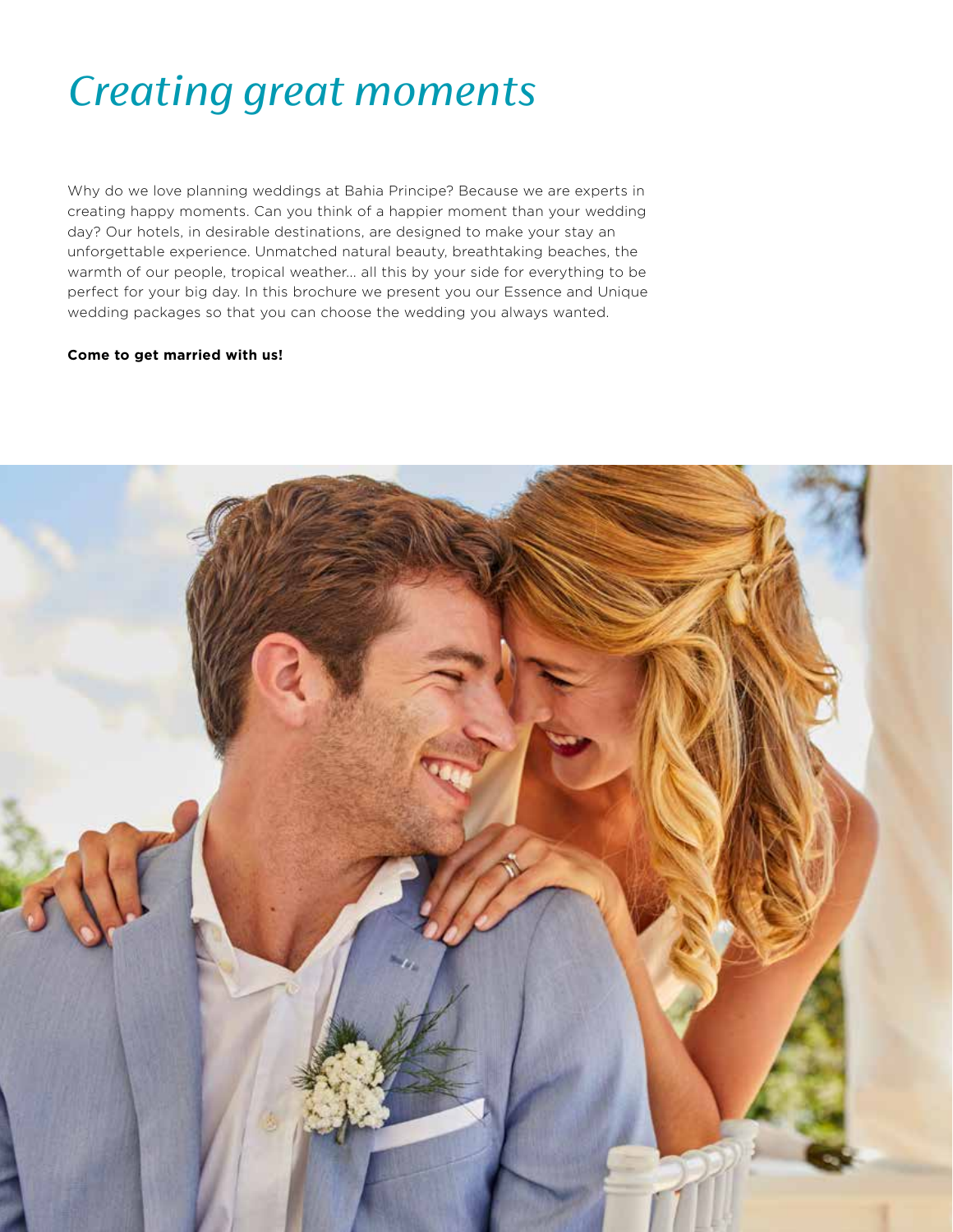# *Creating great moments*

Why do we love planning weddings at Bahia Principe? Because we are experts in creating happy moments. Can you think of a happier moment than your wedding day? Our hotels, in desirable destinations, are designed to make your stay an unforgettable experience. Unmatched natural beauty, breathtaking beaches, the warmth of our people, tropical weather... all this by your side for everything to be perfect for your big day. In this brochure we present you our Essence and Unique wedding packages so that you can choose the wedding you always wanted.

**Come to get married with us!**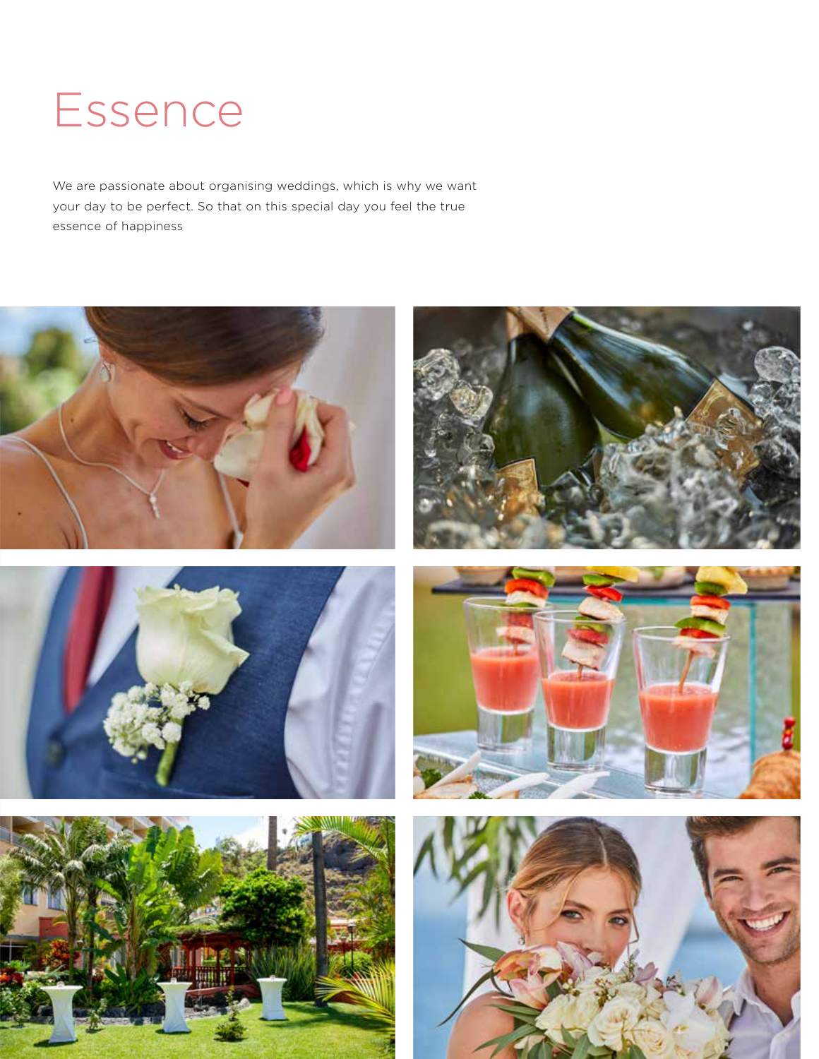# Essence

We are passionate about organising weddings, which is why we want your day to be perfect. So that on this special day you feel the true essence of happiness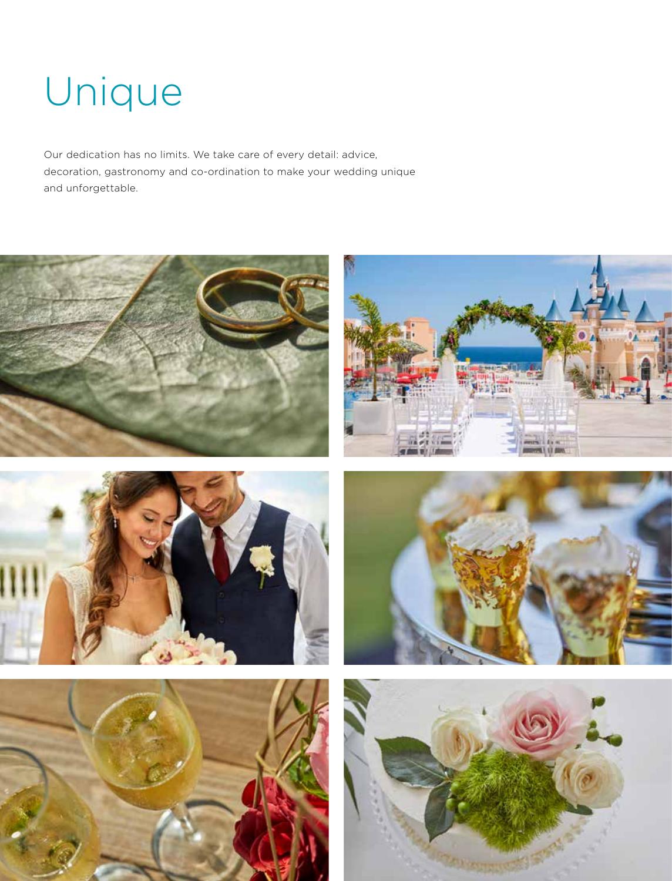# Unique

Our dedication has no limits. We take care of every detail: advice, decoration, gastronomy and co-ordination to make your wedding unique and unforgettable.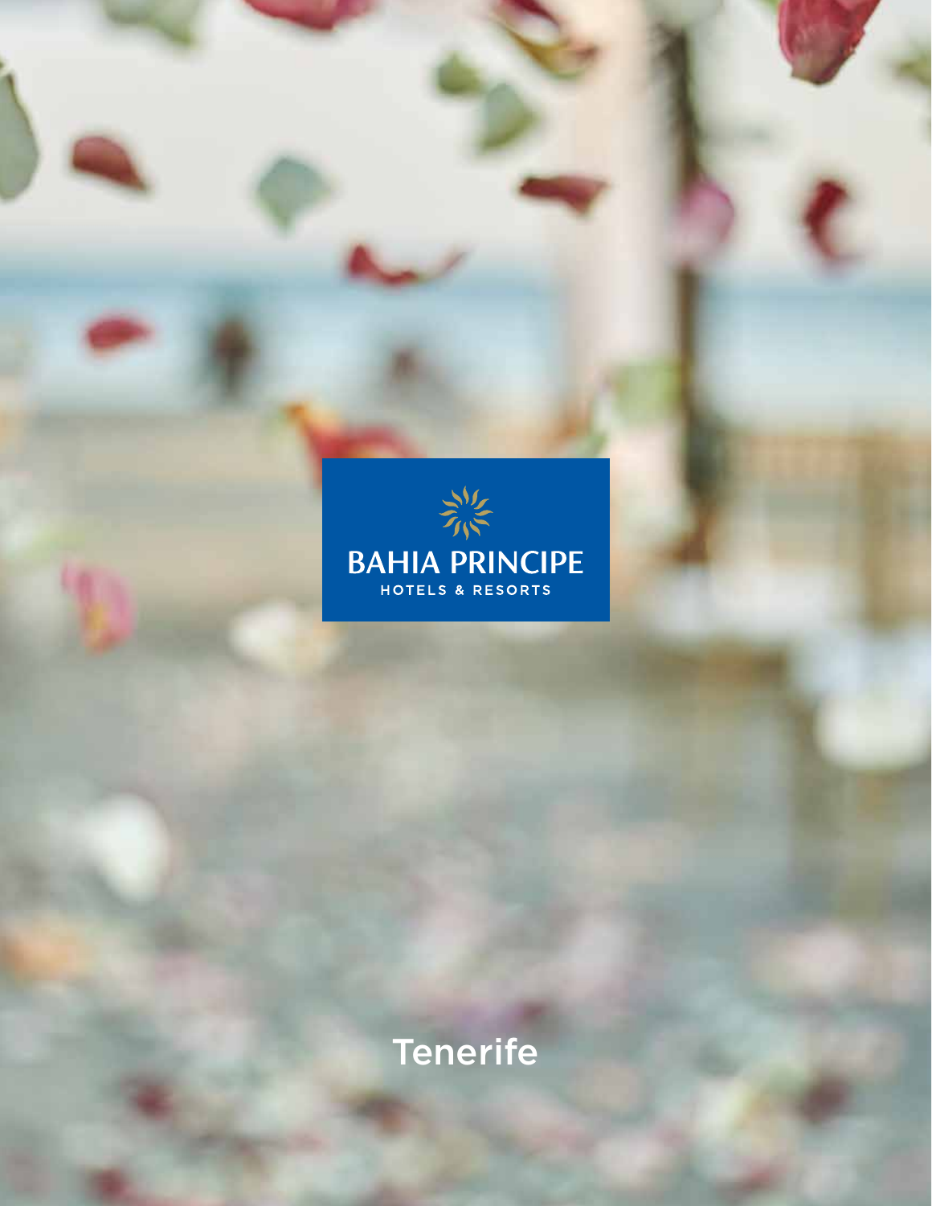BAHIA PRINCIPE

HOTELS & RESORTS

Tenerife